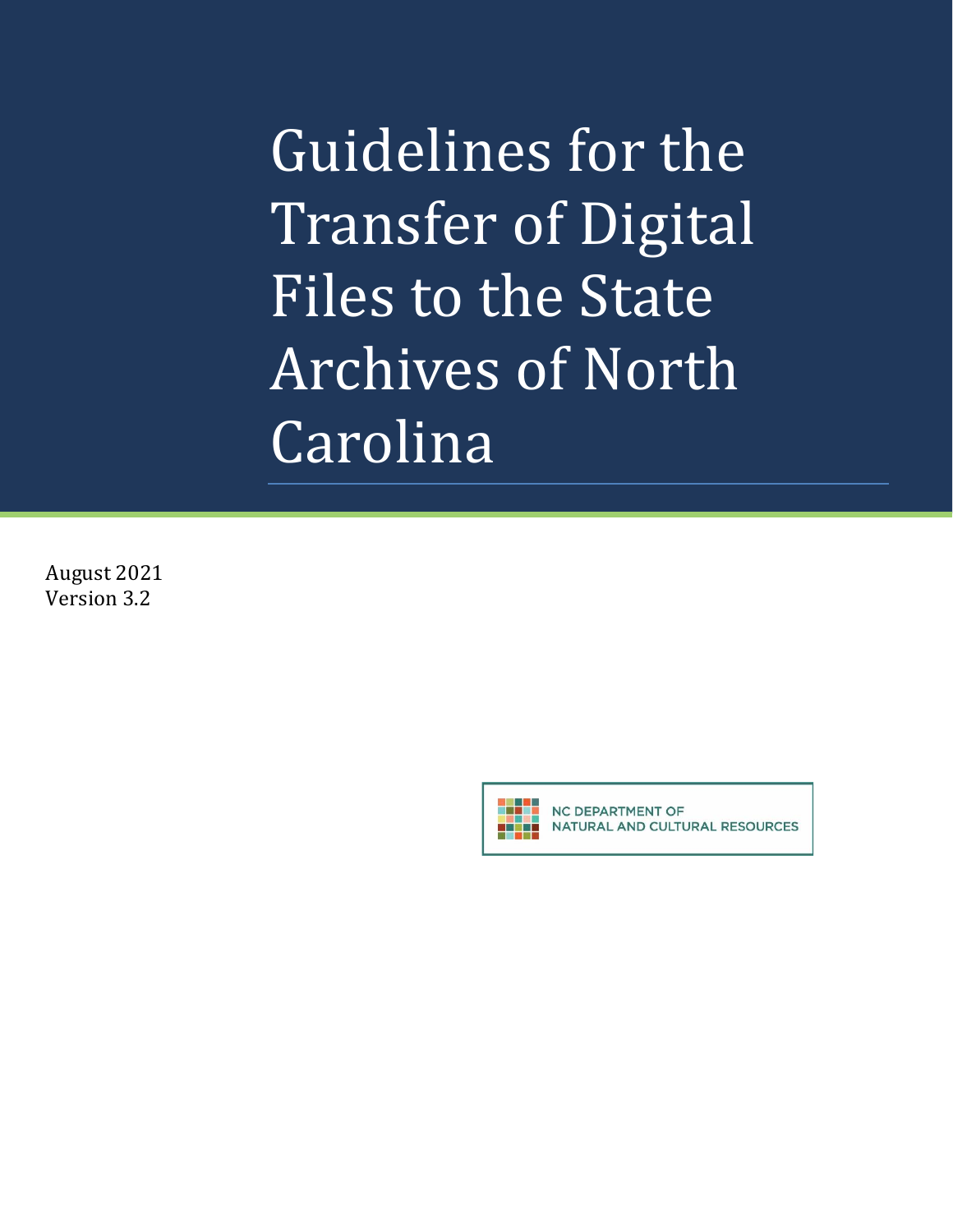# Guidelines for the Transfer of Digital Files to the State Archives of North Carolina

August 2021
Version 3.2

NC DEPARTMENT OF
NATURAL AND CULTURAL RESOURCES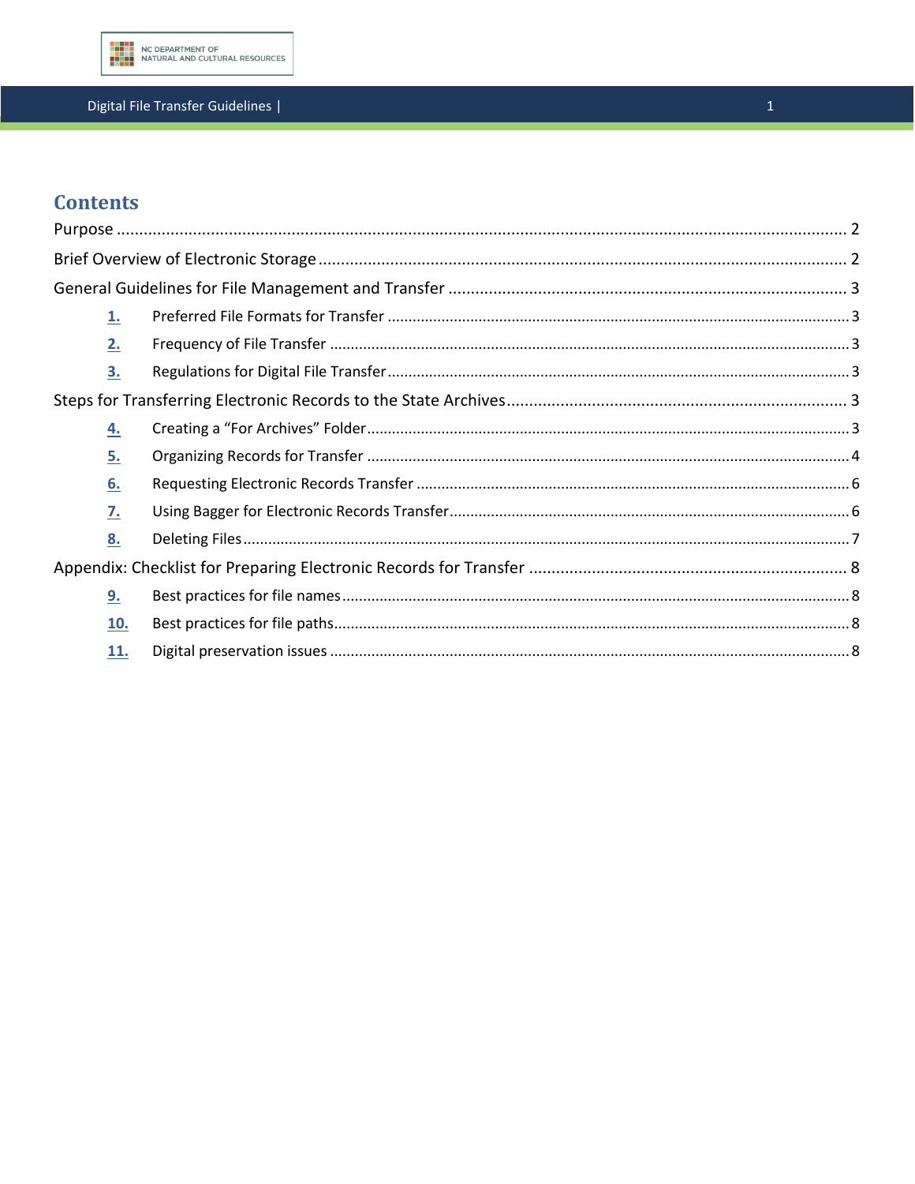# Contents

Purpose ........................................................................................................................................................ 2

Brief Overview of Electronic Storage ........................................................................................................ 2

General Guidelines for File Management and Transfer ........................................................................... 3

- **1.** Preferred File Formats for Transfer ........................................................................................... 3
- **2.** Frequency of File Transfer ......................................................................................................... 3
- **3.** Regulations for Digital File Transfer .......................................................................................... 3

Steps for Transferring Electronic Records to the State Archives ............................................................. 3

- **4.** Creating a “For Archives” Folder ................................................................................................ 3
- **5.** Organizing Records for Transfer ................................................................................................ 4
- **6.** Requesting Electronic Records Transfer .................................................................................... 6
- **7.** Using Bagger for Electronic Records Transfer ............................................................................. 6
- **8.** Deleting Files ............................................................................................................................. 7

Appendix: Checklist for Preparing Electronic Records for Transfer ......................................................... 8

- **9.** Best practices for file names ...................................................................................................... 8
- **10.** Best practices for file paths ....................................................................................................... 8
- **11.** Digital preservation issues ......................................................................................................... 8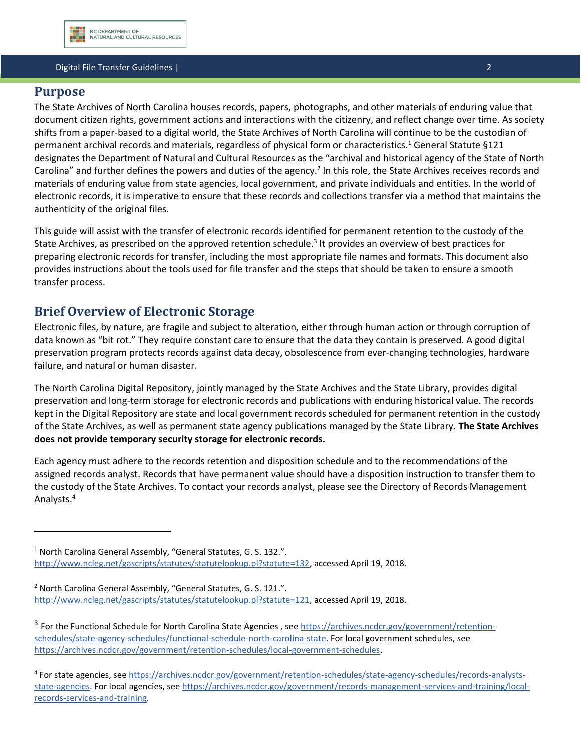## Purpose

The State Archives of North Carolina houses records, papers, photographs, and other materials of enduring value that document citizen rights, government actions and interactions with the citizenry, and reflect change over time. As society shifts from a paper-based to a digital world, the State Archives of North Carolina will continue to be the custodian of permanent archival records and materials, regardless of physical form or characteristics.[1] General Statute §121 designates the Department of Natural and Cultural Resources as the "archival and historical agency of the State of North Carolina" and further defines the powers and duties of the agency.[2] In this role, the State Archives receives records and materials of enduring value from state agencies, local government, and private individuals and entities. In the world of electronic records, it is imperative to ensure that these records and collections transfer via a method that maintains the authenticity of the original files.

This guide will assist with the transfer of electronic records identified for permanent retention to the custody of the State Archives, as prescribed on the approved retention schedule.[3] It provides an overview of best practices for preparing electronic records for transfer, including the most appropriate file names and formats. This document also provides instructions about the tools used for file transfer and the steps that should be taken to ensure a smooth transfer process.

## Brief Overview of Electronic Storage

Electronic files, by nature, are fragile and subject to alteration, either through human action or through corruption of data known as "bit rot." They require constant care to ensure that the data they contain is preserved. A good digital preservation program protects records against data decay, obsolescence from ever-changing technologies, hardware failure, and natural or human disaster.

The North Carolina Digital Repository, jointly managed by the State Archives and the State Library, provides digital preservation and long-term storage for electronic records and publications with enduring historical value. The records kept in the Digital Repository are state and local government records scheduled for permanent retention in the custody of the State Archives, as well as permanent state agency publications managed by the State Library. **The State Archives does not provide temporary security storage for electronic records.**

Each agency must adhere to the records retention and disposition schedule and to the recommendations of the assigned records analyst. Records that have permanent value should have a disposition instruction to transfer them to the custody of the State Archives. To contact your records analyst, please see the Directory of Records Management Analysts.[4]

---

[1] North Carolina General Assembly, "General Statutes, G. S. 132.". http://www.ncleg.net/gascripts/statutes/statutelookup.pl?statute=132, accessed April 19, 2018.

[2] North Carolina General Assembly, "General Statutes, G. S. 121.". http://www.ncleg.net/gascripts/statutes/statutelookup.pl?statute=121, accessed April 19, 2018.

[3] For the Functional Schedule for North Carolina State Agencies , see https://archives.ncdcr.gov/government/retention-schedules/state-agency-schedules/functional-schedule-north-carolina-state. For local government schedules, see https://archives.ncdcr.gov/government/retention-schedules/local-government-schedules.

[4] For state agencies, see https://archives.ncdcr.gov/government/retention-schedules/state-agency-schedules/records-analysts-state-agencies. For local agencies, see https://archives.ncdcr.gov/government/records-management-services-and-training/local-records-services-and-training.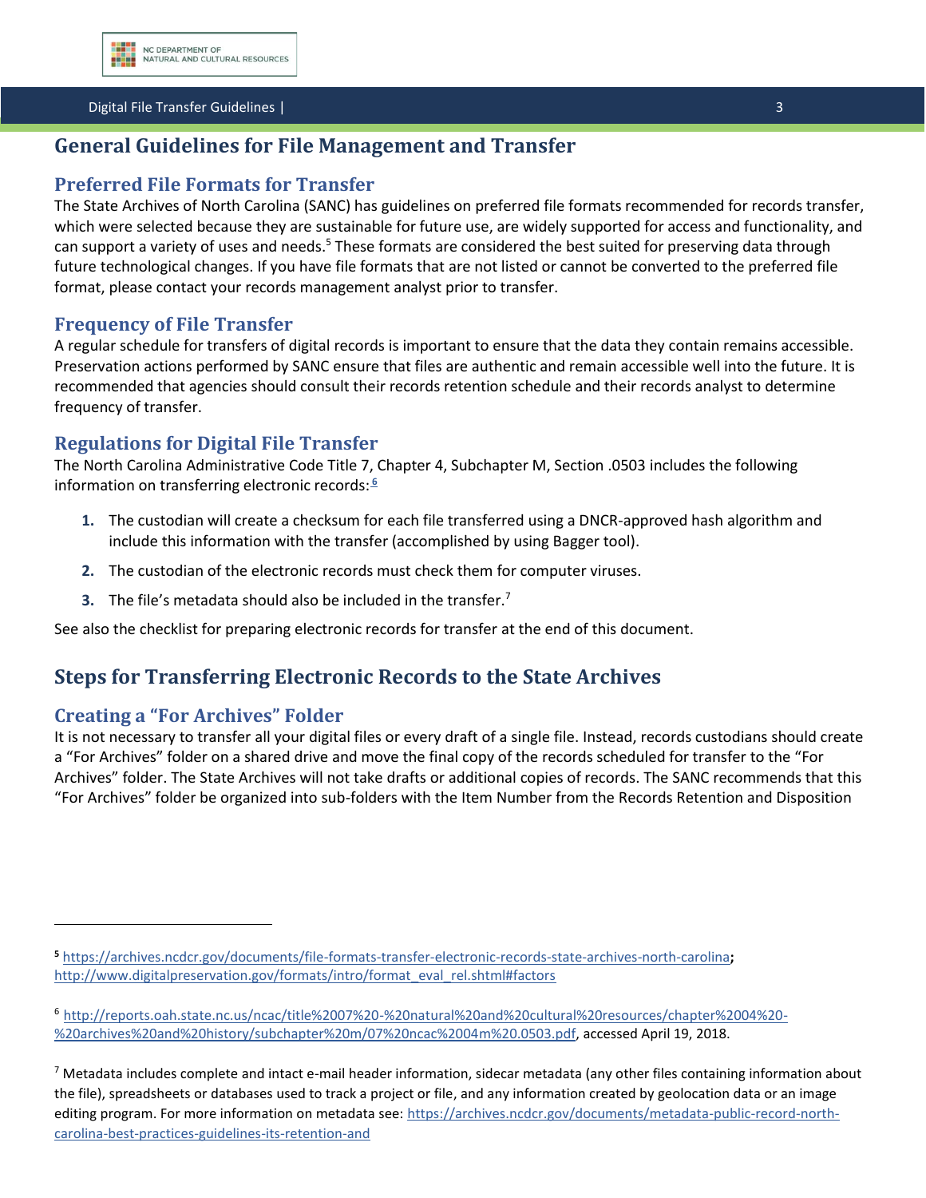## General Guidelines for File Management and Transfer

### Preferred File Formats for Transfer

The State Archives of North Carolina (SANC) has guidelines on preferred file formats recommended for records transfer, which were selected because they are sustainable for future use, are widely supported for access and functionality, and can support a variety of uses and needs.[5] These formats are considered the best suited for preserving data through future technological changes. If you have file formats that are not listed or cannot be converted to the preferred file format, please contact your records management analyst prior to transfer.

### Frequency of File Transfer

A regular schedule for transfers of digital records is important to ensure that the data they contain remains accessible. Preservation actions performed by SANC ensure that files are authentic and remain accessible well into the future. It is recommended that agencies should consult their records retention schedule and their records analyst to determine frequency of transfer.

### Regulations for Digital File Transfer

The North Carolina Administrative Code Title 7, Chapter 4, Subchapter M, Section .0503 includes the following information on transferring electronic records:[6]

1. The custodian will create a checksum for each file transferred using a DNCR-approved hash algorithm and include this information with the transfer (accomplished by using Bagger tool).
2. The custodian of the electronic records must check them for computer viruses.
3. The file's metadata should also be included in the transfer.[7]

See also the checklist for preparing electronic records for transfer at the end of this document.

## Steps for Transferring Electronic Records to the State Archives

### Creating a "For Archives" Folder

It is not necessary to transfer all your digital files or every draft of a single file. Instead, records custodians should create a "For Archives" folder on a shared drive and move the final copy of the records scheduled for transfer to the "For Archives" folder. The State Archives will not take drafts or additional copies of records. The SANC recommends that this "For Archives" folder be organized into sub-folders with the Item Number from the Records Retention and Disposition

---

[5] https://archives.ncdcr.gov/documents/file-formats-transfer-electronic-records-state-archives-north-carolina; http://www.digitalpreservation.gov/formats/intro/format_eval_rel.shtml#factors

[6] http://reports.oah.state.nc.us/ncac/title%2007%20-%20natural%20and%20cultural%20resources/chapter%2004%20-%20archives%20and%20history/subchapter%20m/07%20ncac%2004m%20.0503.pdf, accessed April 19, 2018.

[7] Metadata includes complete and intact e-mail header information, sidecar metadata (any other files containing information about the file), spreadsheets or databases used to track a project or file, and any information created by geolocation data or an image editing program. For more information on metadata see: https://archives.ncdcr.gov/documents/metadata-public-record-north-carolina-best-practices-guidelines-its-retention-and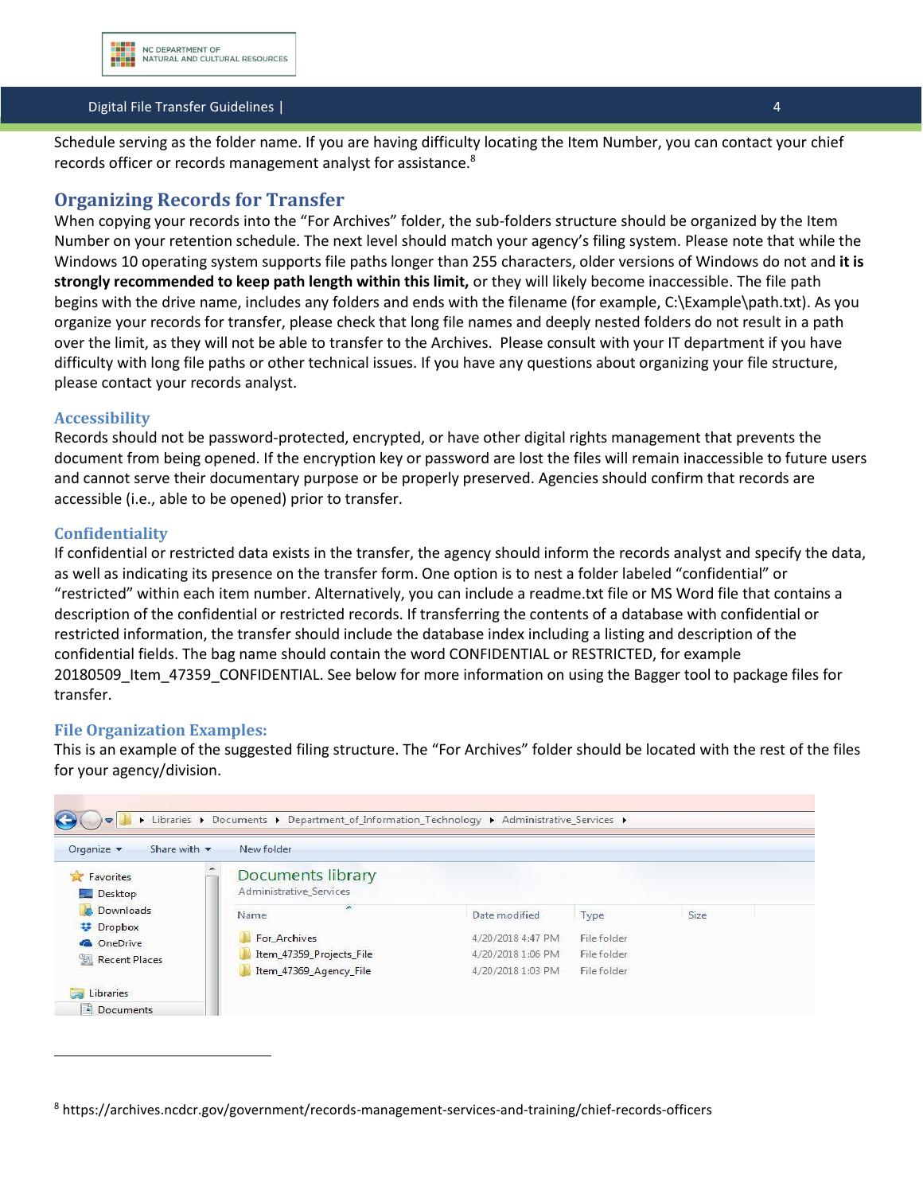Schedule serving as the folder name. If you are having difficulty locating the Item Number, you can contact your chief records officer or records management analyst for assistance.[8]

## Organizing Records for Transfer

When copying your records into the "For Archives" folder, the sub-folders structure should be organized by the Item Number on your retention schedule. The next level should match your agency's filing system. Please note that while the Windows 10 operating system supports file paths longer than 255 characters, older versions of Windows do not and **it is strongly recommended to keep path length within this limit,** or they will likely become inaccessible. The file path begins with the drive name, includes any folders and ends with the filename (for example, C:\Example\path.txt). As you organize your records for transfer, please check that long file names and deeply nested folders do not result in a path over the limit, as they will not be able to transfer to the Archives. Please consult with your IT department if you have difficulty with long file paths or other technical issues. If you have any questions about organizing your file structure, please contact your records analyst.

### Accessibility

Records should not be password-protected, encrypted, or have other digital rights management that prevents the document from being opened. If the encryption key or password are lost the files will remain inaccessible to future users and cannot serve their documentary purpose or be properly preserved. Agencies should confirm that records are accessible (i.e., able to be opened) prior to transfer.

### Confidentiality

If confidential or restricted data exists in the transfer, the agency should inform the records analyst and specify the data, as well as indicating its presence on the transfer form. One option is to nest a folder labeled "confidential" or "restricted" within each item number. Alternatively, you can include a readme.txt file or MS Word file that contains a description of the confidential or restricted records. If transferring the contents of a database with confidential or restricted information, the transfer should include the database index including a listing and description of the confidential fields. The bag name should contain the word CONFIDENTIAL or RESTRICTED, for example 20180509_Item_47359_CONFIDENTIAL. See below for more information on using the Bagger tool to package files for transfer.

### File Organization Examples:

This is an example of the suggested filing structure. The "For Archives" folder should be located with the rest of the files for your agency/division.

Libraries ▸ Documents ▸ Department_of_Information_Technology ▸ Administrative_Services ▸

Organize ▾ Share with ▾ New folder

Favorites: Desktop, Downloads, Dropbox, OneDrive, Recent Places

Libraries: Documents

Documents library
Administrative_Services

| Name | Date modified | Type | Size |
|---|---|---|---|
| For_Archives | 4/20/2018 4:47 PM | File folder | |
| Item_47359_Projects_File | 4/20/2018 1:06 PM | File folder | |
| Item_47369_Agency_File | 4/20/2018 1:03 PM | File folder | |

---

[8] https://archives.ncdcr.gov/government/records-management-services-and-training/chief-records-officers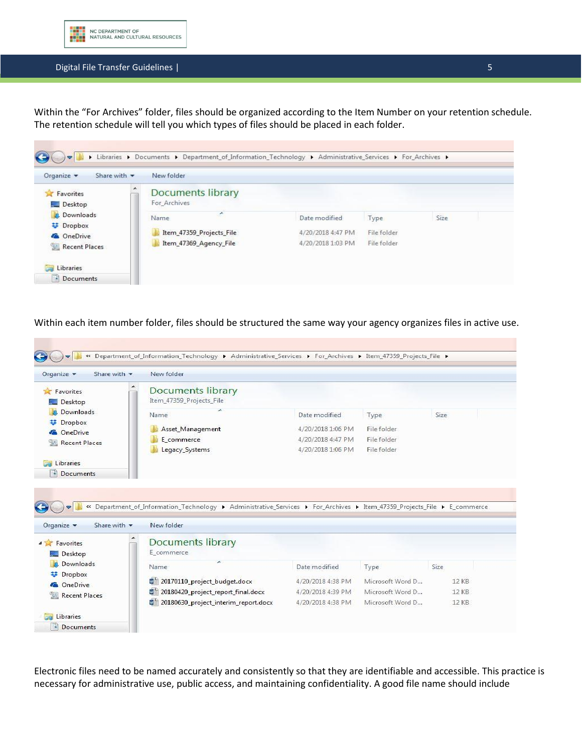Within the "For Archives" folder, files should be organized according to the Item Number on your retention schedule. The retention schedule will tell you which types of files should be placed in each folder.

Libraries ▸ Documents ▸ Department_of_Information_Technology ▸ Administrative_Services ▸ For_Archives ▸

Documents library
For_Archives

| Name | Date modified | Type | Size |
|---|---|---|---|
| Item_47359_Projects_File | 4/20/2018 4:47 PM | File folder | |
| Item_47369_Agency_File | 4/20/2018 1:03 PM | File folder | |

Within each item number folder, files should be structured the same way your agency organizes files in active use.

« Department_of_Information_Technology ▸ Administrative_Services ▸ For_Archives ▸ Item_47359_Projects_File ▸

Documents library
Item_47359_Projects_File

| Name | Date modified | Type | Size |
|---|---|---|---|
| Asset_Management | 4/20/2018 1:06 PM | File folder | |
| E_commerce | 4/20/2018 4:47 PM | File folder | |
| Legacy_Systems | 4/20/2018 1:06 PM | File folder | |

« Department_of_Information_Technology ▸ Administrative_Services ▸ For_Archives ▸ Item_47359_Projects_File ▸ E_commerce

Documents library
E_commerce

| Name | Date modified | Type | Size |
|---|---|---|---|
| 20170110_project_budget.docx | 4/20/2018 4:38 PM | Microsoft Word D... | 12 KB |
| 20180420_project_report_final.docx | 4/20/2018 4:39 PM | Microsoft Word D... | 12 KB |
| 20180630_project_interim_report.docx | 4/20/2018 4:38 PM | Microsoft Word D... | 12 KB |

Electronic files need to be named accurately and consistently so that they are identifiable and accessible. This practice is necessary for administrative use, public access, and maintaining confidentiality. A good file name should include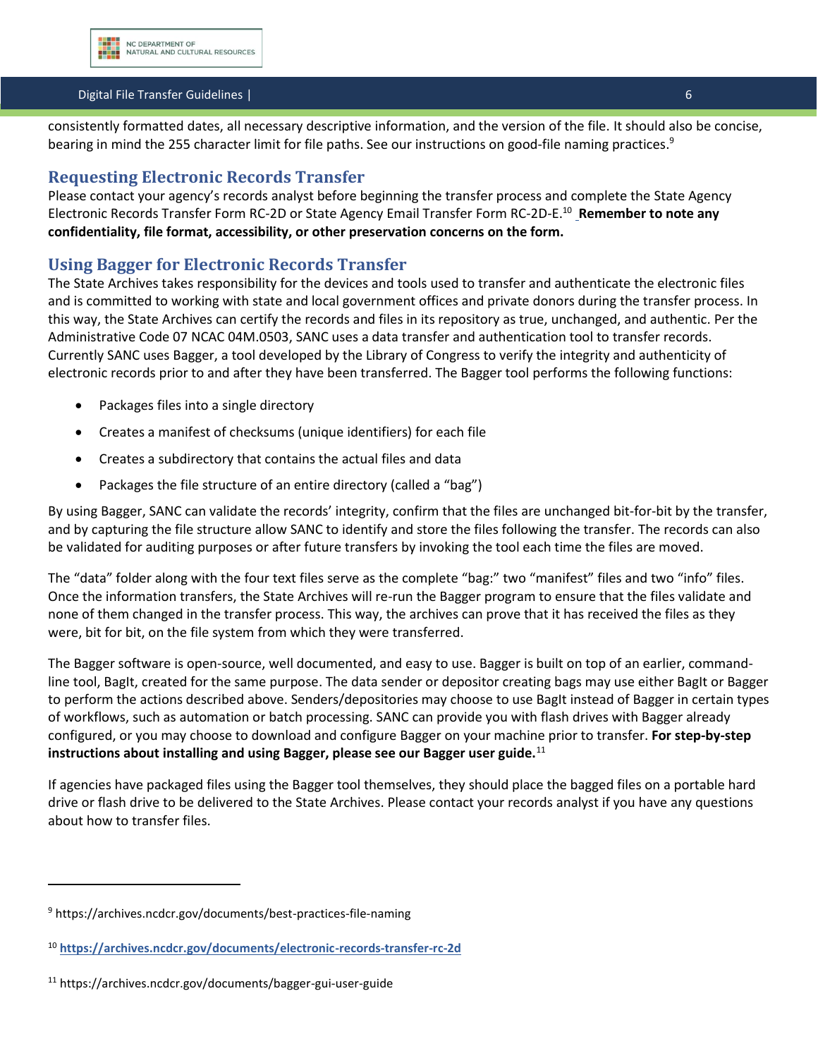consistently formatted dates, all necessary descriptive information, and the version of the file. It should also be concise, bearing in mind the 255 character limit for file paths. See our instructions on good-file naming practices.[9]

## Requesting Electronic Records Transfer

Please contact your agency's records analyst before beginning the transfer process and complete the State Agency Electronic Records Transfer Form RC-2D or State Agency Email Transfer Form RC-2D-E.[10] **Remember to note any confidentiality, file format, accessibility, or other preservation concerns on the form.**

## Using Bagger for Electronic Records Transfer

The State Archives takes responsibility for the devices and tools used to transfer and authenticate the electronic files and is committed to working with state and local government offices and private donors during the transfer process. In this way, the State Archives can certify the records and files in its repository as true, unchanged, and authentic. Per the Administrative Code 07 NCAC 04M.0503, SANC uses a data transfer and authentication tool to transfer records. Currently SANC uses Bagger, a tool developed by the Library of Congress to verify the integrity and authenticity of electronic records prior to and after they have been transferred. The Bagger tool performs the following functions:

- Packages files into a single directory
- Creates a manifest of checksums (unique identifiers) for each file
- Creates a subdirectory that contains the actual files and data
- Packages the file structure of an entire directory (called a "bag")

By using Bagger, SANC can validate the records' integrity, confirm that the files are unchanged bit-for-bit by the transfer, and by capturing the file structure allow SANC to identify and store the files following the transfer. The records can also be validated for auditing purposes or after future transfers by invoking the tool each time the files are moved.

The "data" folder along with the four text files serve as the complete "bag:" two "manifest" files and two "info" files. Once the information transfers, the State Archives will re-run the Bagger program to ensure that the files validate and none of them changed in the transfer process. This way, the archives can prove that it has received the files as they were, bit for bit, on the file system from which they were transferred.

The Bagger software is open-source, well documented, and easy to use. Bagger is built on top of an earlier, command-line tool, BagIt, created for the same purpose. The data sender or depositor creating bags may use either BagIt or Bagger to perform the actions described above. Senders/depositories may choose to use BagIt instead of Bagger in certain types of workflows, such as automation or batch processing. SANC can provide you with flash drives with Bagger already configured, or you may choose to download and configure Bagger on your machine prior to transfer. **For step-by-step instructions about installing and using Bagger, please see our Bagger user guide.**[11]

If agencies have packaged files using the Bagger tool themselves, they should place the bagged files on a portable hard drive or flash drive to be delivered to the State Archives. Please contact your records analyst if you have any questions about how to transfer files.

---

[9] https://archives.ncdcr.gov/documents/best-practices-file-naming

[10] **https://archives.ncdcr.gov/documents/electronic-records-transfer-rc-2d**

[11] https://archives.ncdcr.gov/documents/bagger-gui-user-guide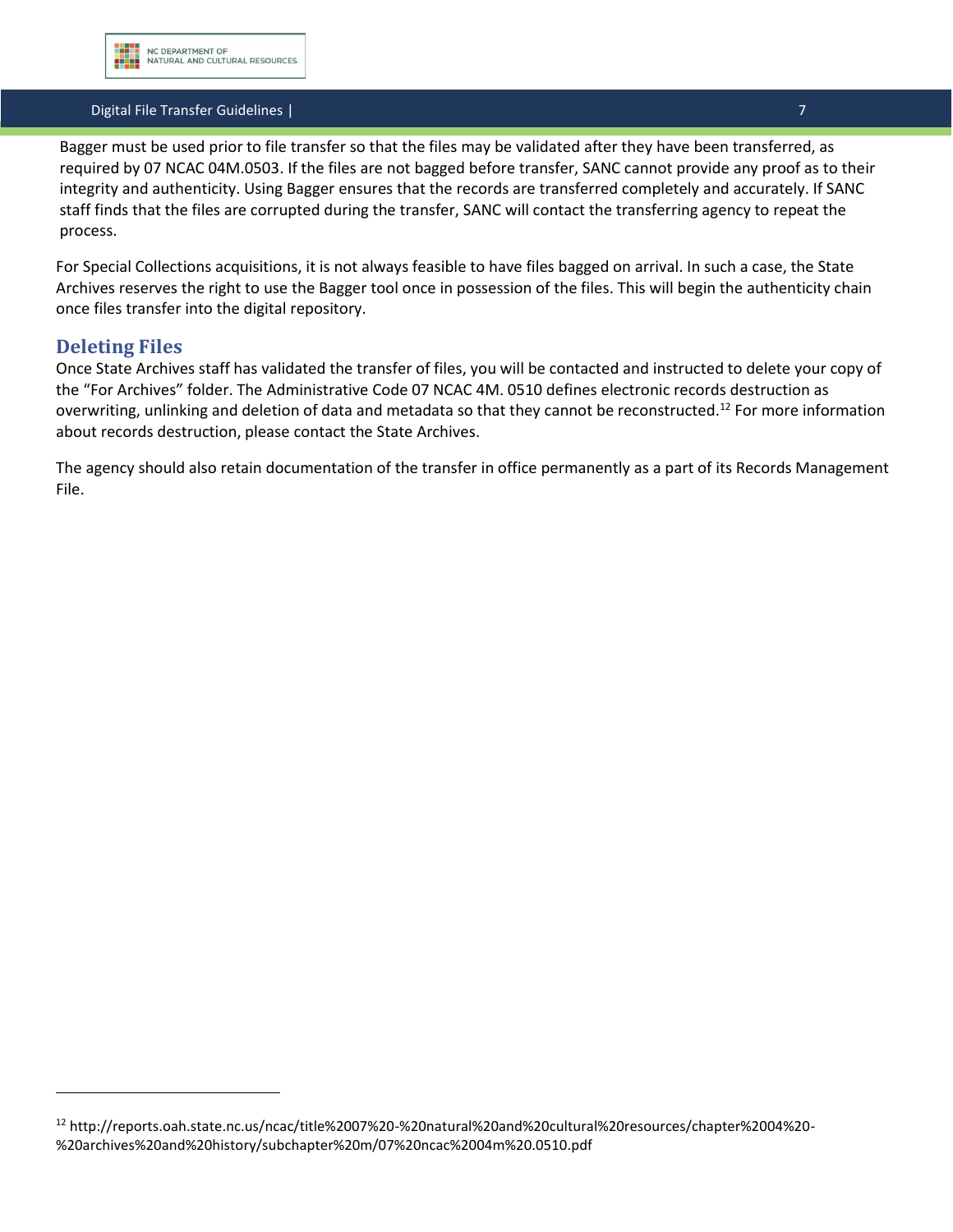Bagger must be used prior to file transfer so that the files may be validated after they have been transferred, as required by 07 NCAC 04M.0503. If the files are not bagged before transfer, SANC cannot provide any proof as to their integrity and authenticity. Using Bagger ensures that the records are transferred completely and accurately. If SANC staff finds that the files are corrupted during the transfer, SANC will contact the transferring agency to repeat the process.

For Special Collections acquisitions, it is not always feasible to have files bagged on arrival. In such a case, the State Archives reserves the right to use the Bagger tool once in possession of the files. This will begin the authenticity chain once files transfer into the digital repository.

## Deleting Files

Once State Archives staff has validated the transfer of files, you will be contacted and instructed to delete your copy of the "For Archives" folder. The Administrative Code 07 NCAC 4M. 0510 defines electronic records destruction as overwriting, unlinking and deletion of data and metadata so that they cannot be reconstructed.[12] For more information about records destruction, please contact the State Archives.

The agency should also retain documentation of the transfer in office permanently as a part of its Records Management File.

---

[12] http://reports.oah.state.nc.us/ncac/title%2007%20-%20natural%20and%20cultural%20resources/chapter%2004%20-%20archives%20and%20history/subchapter%20m/07%20ncac%2004m%20.0510.pdf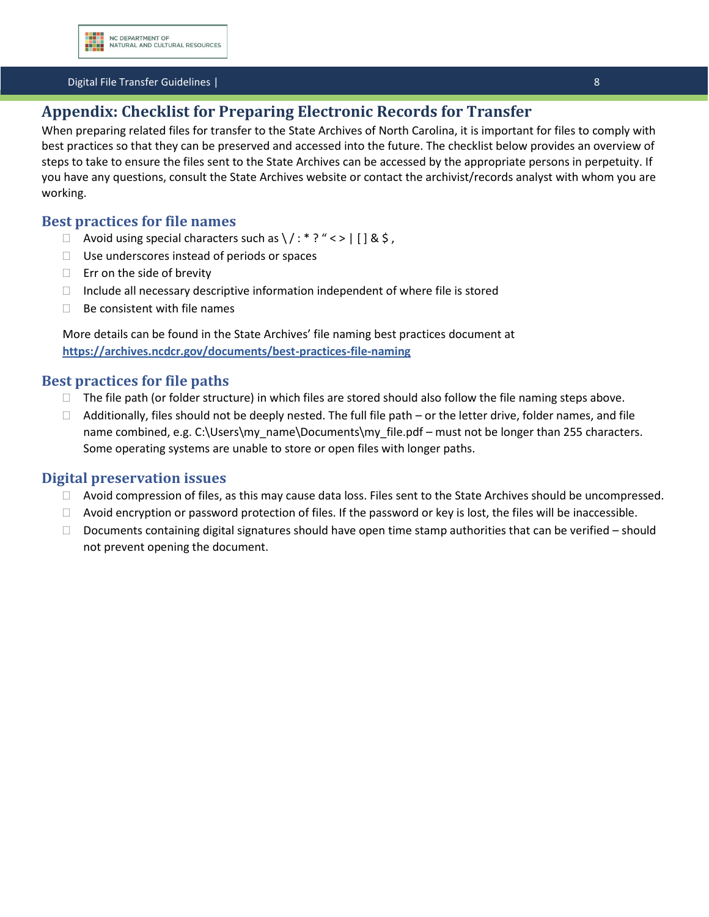## Appendix: Checklist for Preparing Electronic Records for Transfer

When preparing related files for transfer to the State Archives of North Carolina, it is important for files to comply with best practices so that they can be preserved and accessed into the future. The checklist below provides an overview of steps to take to ensure the files sent to the State Archives can be accessed by the appropriate persons in perpetuity. If you have any questions, consult the State Archives website or contact the archivist/records analyst with whom you are working.

### Best practices for file names

- ☐ Avoid using special characters such as \ / : * ? " < > | [ ] & $ ,
- ☐ Use underscores instead of periods or spaces
- ☐ Err on the side of brevity
- ☐ Include all necessary descriptive information independent of where file is stored
- ☐ Be consistent with file names

More details can be found in the State Archives' file naming best practices document at **https://archives.ncdcr.gov/documents/best-practices-file-naming**

### Best practices for file paths

- ☐ The file path (or folder structure) in which files are stored should also follow the file naming steps above.
- ☐ Additionally, files should not be deeply nested. The full file path – or the letter drive, folder names, and file name combined, e.g. C:\Users\my_name\Documents\my_file.pdf – must not be longer than 255 characters. Some operating systems are unable to store or open files with longer paths.

### Digital preservation issues

- ☐ Avoid compression of files, as this may cause data loss. Files sent to the State Archives should be uncompressed.
- ☐ Avoid encryption or password protection of files. If the password or key is lost, the files will be inaccessible.
- ☐ Documents containing digital signatures should have open time stamp authorities that can be verified – should not prevent opening the document.